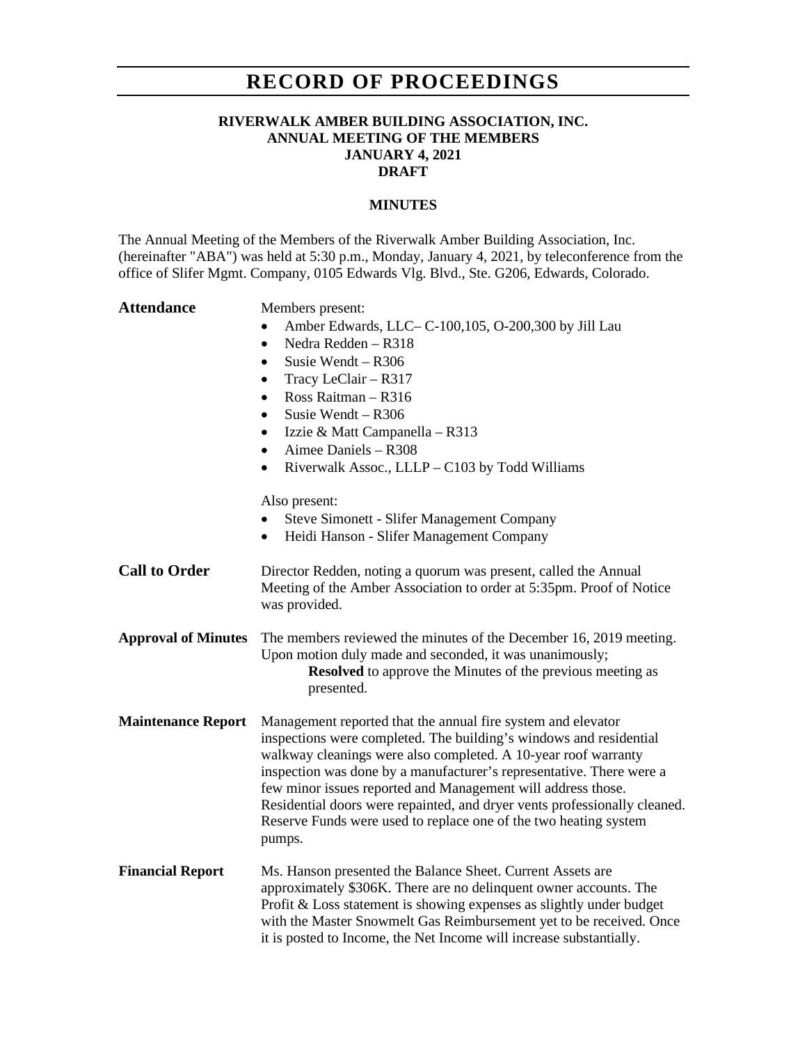# RECORD OF PROCEEDINGS

**RIVERWALK AMBER BUILDING ASSOCIATION, INC.**
**ANNUAL MEETING OF THE MEMBERS**
**JANUARY 4, 2021**
**DRAFT**

**MINUTES**

The Annual Meeting of the Members of the Riverwalk Amber Building Association, Inc. (hereinafter "ABA") was held at 5:30 p.m., Monday, January 4, 2021, by teleconference from the office of Slifer Mgmt. Company, 0105 Edwards Vlg. Blvd., Ste. G206, Edwards, Colorado.

## Attendance

Members present:

- Amber Edwards, LLC– C-100,105, O-200,300 by Jill Lau
- Nedra Redden – R318
- Susie Wendt – R306
- Tracy LeClair – R317
- Ross Raitman – R316
- Susie Wendt – R306
- Izzie & Matt Campanella – R313
- Aimee Daniels – R308
- Riverwalk Assoc., LLLP – C103 by Todd Williams

Also present:

- Steve Simonett - Slifer Management Company
- Heidi Hanson - Slifer Management Company

## Call to Order

Director Redden, noting a quorum was present, called the Annual Meeting of the Amber Association to order at 5:35pm. Proof of Notice was provided.

## Approval of Minutes

The members reviewed the minutes of the December 16, 2019 meeting. Upon motion duly made and seconded, it was unanimously;

**Resolved** to approve the Minutes of the previous meeting as presented.

## Maintenance Report

Management reported that the annual fire system and elevator inspections were completed. The building's windows and residential walkway cleanings were also completed. A 10-year roof warranty inspection was done by a manufacturer's representative. There were a few minor issues reported and Management will address those. Residential doors were repainted, and dryer vents professionally cleaned. Reserve Funds were used to replace one of the two heating system pumps.

## Financial Report

Ms. Hanson presented the Balance Sheet. Current Assets are approximately $306K. There are no delinquent owner accounts. The Profit & Loss statement is showing expenses as slightly under budget with the Master Snowmelt Gas Reimbursement yet to be received. Once it is posted to Income, the Net Income will increase substantially.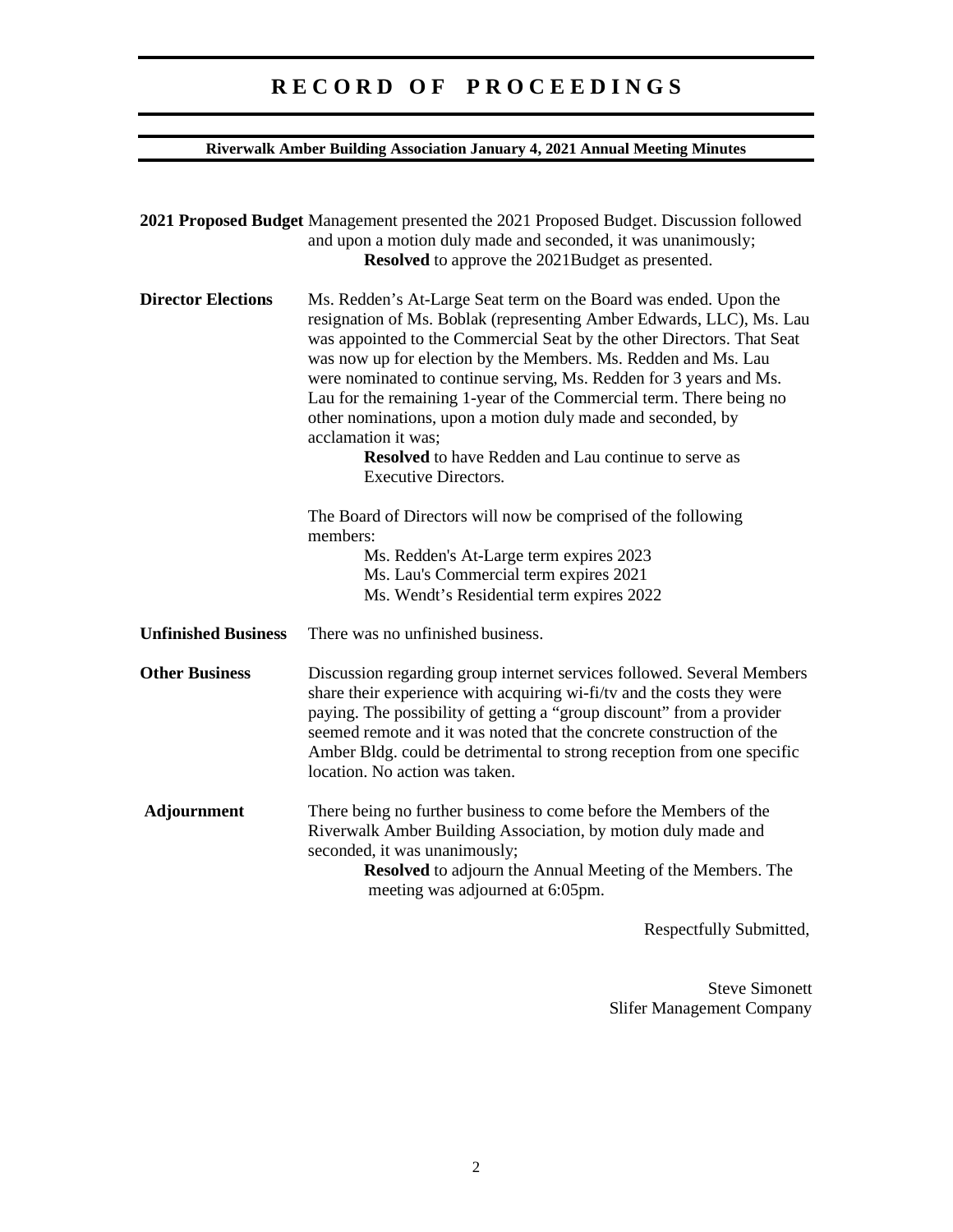# RECORD OF PROCEEDINGS

**Riverwalk Amber Building Association January 4, 2021 Annual Meeting Minutes**

**2021 Proposed Budget** Management presented the 2021 Proposed Budget. Discussion followed and upon a motion duly made and seconded, it was unanimously;

**Resolved** to approve the 2021Budget as presented.

**Director Elections** Ms. Redden's At-Large Seat term on the Board was ended. Upon the resignation of Ms. Boblak (representing Amber Edwards, LLC), Ms. Lau was appointed to the Commercial Seat by the other Directors. That Seat was now up for election by the Members. Ms. Redden and Ms. Lau were nominated to continue serving, Ms. Redden for 3 years and Ms. Lau for the remaining 1-year of the Commercial term. There being no other nominations, upon a motion duly made and seconded, by acclamation it was;

**Resolved** to have Redden and Lau continue to serve as Executive Directors.

The Board of Directors will now be comprised of the following members:

Ms. Redden's At-Large term expires 2023
Ms. Lau's Commercial term expires 2021
Ms. Wendt's Residential term expires 2022

**Unfinished Business** There was no unfinished business.

**Other Business** Discussion regarding group internet services followed. Several Members share their experience with acquiring wi-fi/tv and the costs they were paying. The possibility of getting a "group discount" from a provider seemed remote and it was noted that the concrete construction of the Amber Bldg. could be detrimental to strong reception from one specific location. No action was taken.

**Adjournment** There being no further business to come before the Members of the Riverwalk Amber Building Association, by motion duly made and seconded, it was unanimously;

**Resolved** to adjourn the Annual Meeting of the Members. The meeting was adjourned at 6:05pm.

Respectfully Submitted,

Steve Simonett
Slifer Management Company